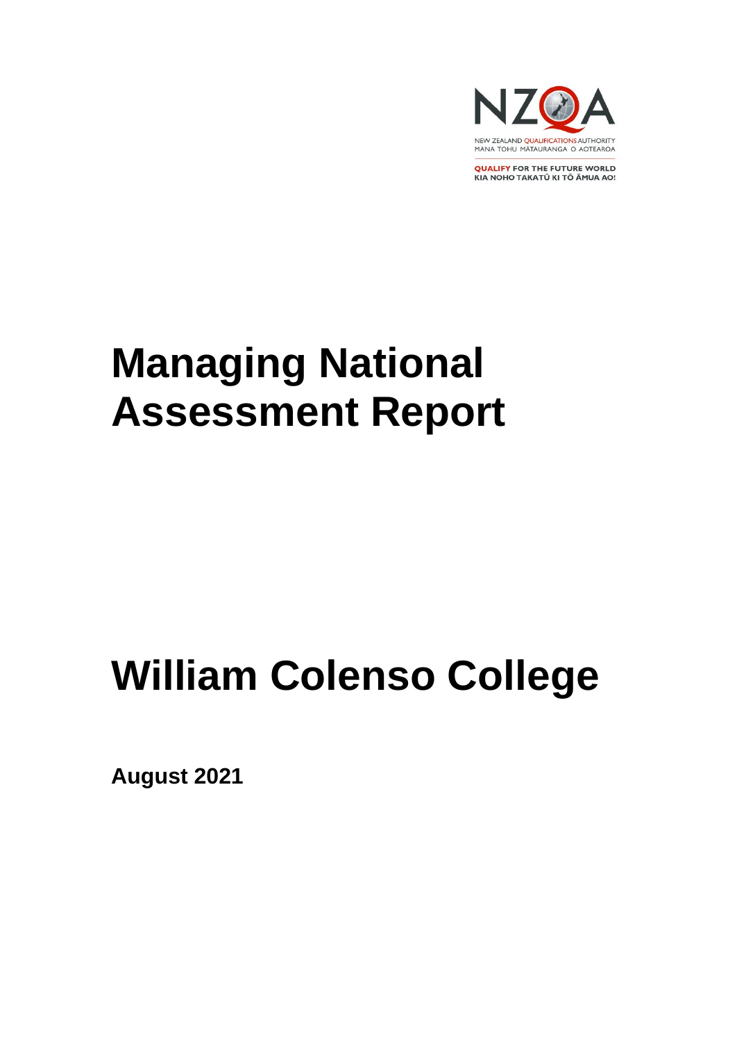NZQA

NEW ZEALAND QUALIFICATIONS AUTHORITY
MANA TOHU MĀTAURANGA O AOTEAROA

QUALIFY FOR THE FUTURE WORLD
KIA NOHO TAKATŪ KI TŌ ĀMUA AO!

# Managing National Assessment Report

# William Colenso College

**August 2021**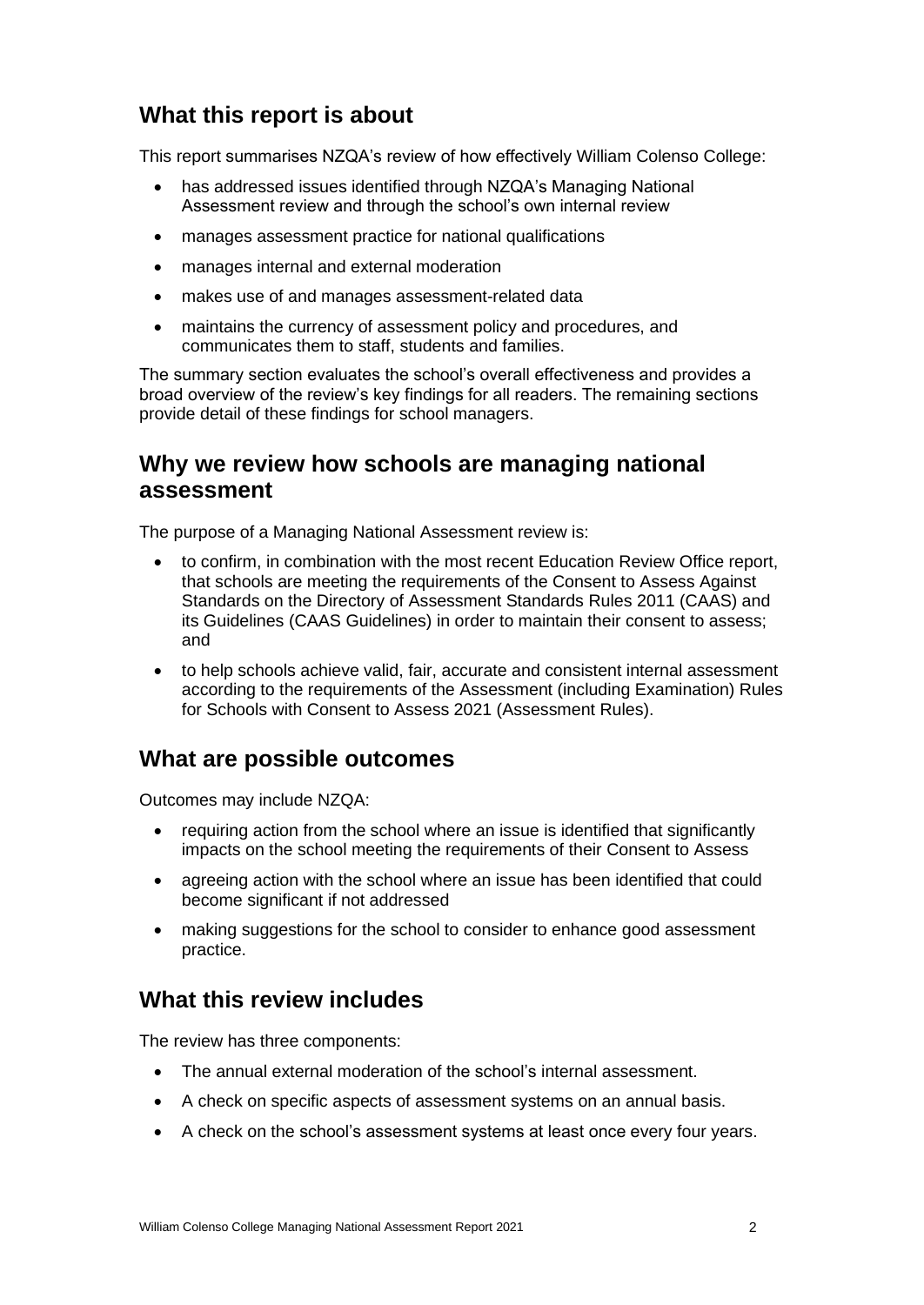## What this report is about

This report summarises NZQA's review of how effectively William Colenso College:

- has addressed issues identified through NZQA's Managing National Assessment review and through the school's own internal review
- manages assessment practice for national qualifications
- manages internal and external moderation
- makes use of and manages assessment-related data
- maintains the currency of assessment policy and procedures, and communicates them to staff, students and families.

The summary section evaluates the school's overall effectiveness and provides a broad overview of the review's key findings for all readers. The remaining sections provide detail of these findings for school managers.

## Why we review how schools are managing national assessment

The purpose of a Managing National Assessment review is:

- to confirm, in combination with the most recent Education Review Office report, that schools are meeting the requirements of the Consent to Assess Against Standards on the Directory of Assessment Standards Rules 2011 (CAAS) and its Guidelines (CAAS Guidelines) in order to maintain their consent to assess; and
- to help schools achieve valid, fair, accurate and consistent internal assessment according to the requirements of the Assessment (including Examination) Rules for Schools with Consent to Assess 2021 (Assessment Rules).

## What are possible outcomes

Outcomes may include NZQA:

- requiring action from the school where an issue is identified that significantly impacts on the school meeting the requirements of their Consent to Assess
- agreeing action with the school where an issue has been identified that could become significant if not addressed
- making suggestions for the school to consider to enhance good assessment practice.

## What this review includes

The review has three components:

- The annual external moderation of the school's internal assessment.
- A check on specific aspects of assessment systems on an annual basis.
- A check on the school's assessment systems at least once every four years.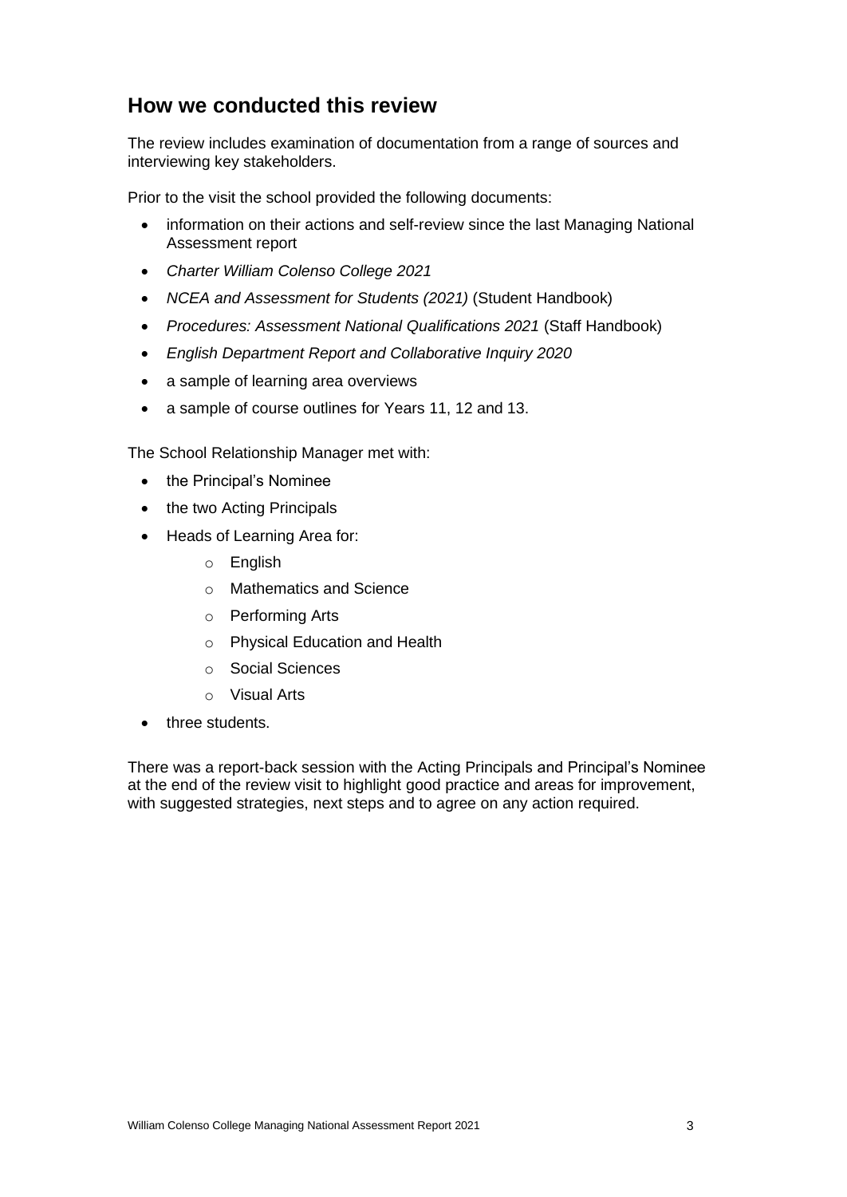## How we conducted this review

The review includes examination of documentation from a range of sources and interviewing key stakeholders.

Prior to the visit the school provided the following documents:

- information on their actions and self-review since the last Managing National Assessment report
- *Charter William Colenso College 2021*
- *NCEA and Assessment for Students (2021)* (Student Handbook)
- *Procedures: Assessment National Qualifications 2021* (Staff Handbook)
- *English Department Report and Collaborative Inquiry 2020*
- a sample of learning area overviews
- a sample of course outlines for Years 11, 12 and 13.

The School Relationship Manager met with:

- the Principal's Nominee
- the two Acting Principals
- Heads of Learning Area for:
  - English
  - Mathematics and Science
  - Performing Arts
  - Physical Education and Health
  - Social Sciences
  - Visual Arts
- three students.

There was a report-back session with the Acting Principals and Principal's Nominee at the end of the review visit to highlight good practice and areas for improvement, with suggested strategies, next steps and to agree on any action required.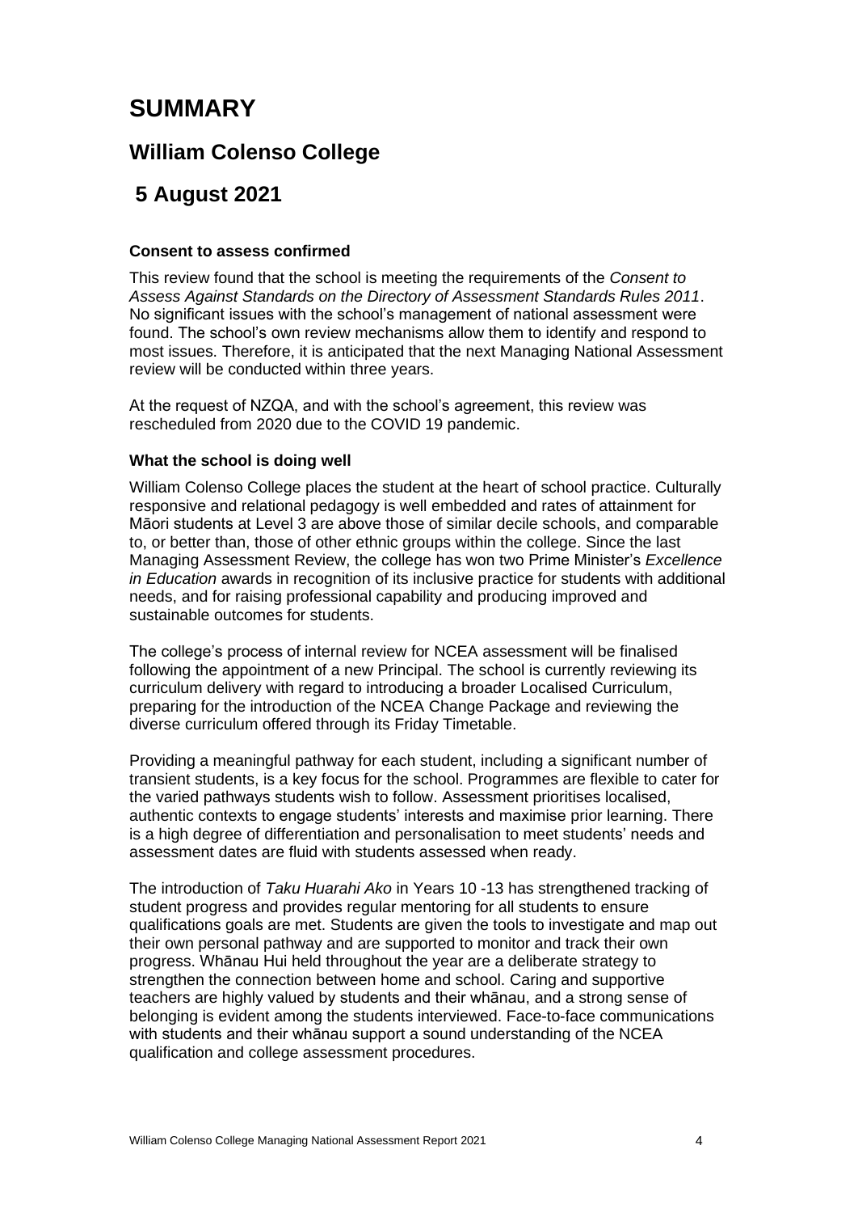# SUMMARY

## William Colenso College

## 5 August 2021

### Consent to assess confirmed

This review found that the school is meeting the requirements of the *Consent to Assess Against Standards on the Directory of Assessment Standards Rules 2011*. No significant issues with the school's management of national assessment were found. The school's own review mechanisms allow them to identify and respond to most issues. Therefore, it is anticipated that the next Managing National Assessment review will be conducted within three years.

At the request of NZQA, and with the school's agreement, this review was rescheduled from 2020 due to the COVID 19 pandemic.

### What the school is doing well

William Colenso College places the student at the heart of school practice. Culturally responsive and relational pedagogy is well embedded and rates of attainment for Māori students at Level 3 are above those of similar decile schools, and comparable to, or better than, those of other ethnic groups within the college. Since the last Managing Assessment Review, the college has won two Prime Minister's *Excellence in Education* awards in recognition of its inclusive practice for students with additional needs, and for raising professional capability and producing improved and sustainable outcomes for students.

The college's process of internal review for NCEA assessment will be finalised following the appointment of a new Principal. The school is currently reviewing its curriculum delivery with regard to introducing a broader Localised Curriculum, preparing for the introduction of the NCEA Change Package and reviewing the diverse curriculum offered through its Friday Timetable.

Providing a meaningful pathway for each student, including a significant number of transient students, is a key focus for the school. Programmes are flexible to cater for the varied pathways students wish to follow. Assessment prioritises localised, authentic contexts to engage students' interests and maximise prior learning. There is a high degree of differentiation and personalisation to meet students' needs and assessment dates are fluid with students assessed when ready.

The introduction of *Taku Huarahi Ako* in Years 10 -13 has strengthened tracking of student progress and provides regular mentoring for all students to ensure qualifications goals are met. Students are given the tools to investigate and map out their own personal pathway and are supported to monitor and track their own progress. Whānau Hui held throughout the year are a deliberate strategy to strengthen the connection between home and school. Caring and supportive teachers are highly valued by students and their whānau, and a strong sense of belonging is evident among the students interviewed. Face-to-face communications with students and their whānau support a sound understanding of the NCEA qualification and college assessment procedures.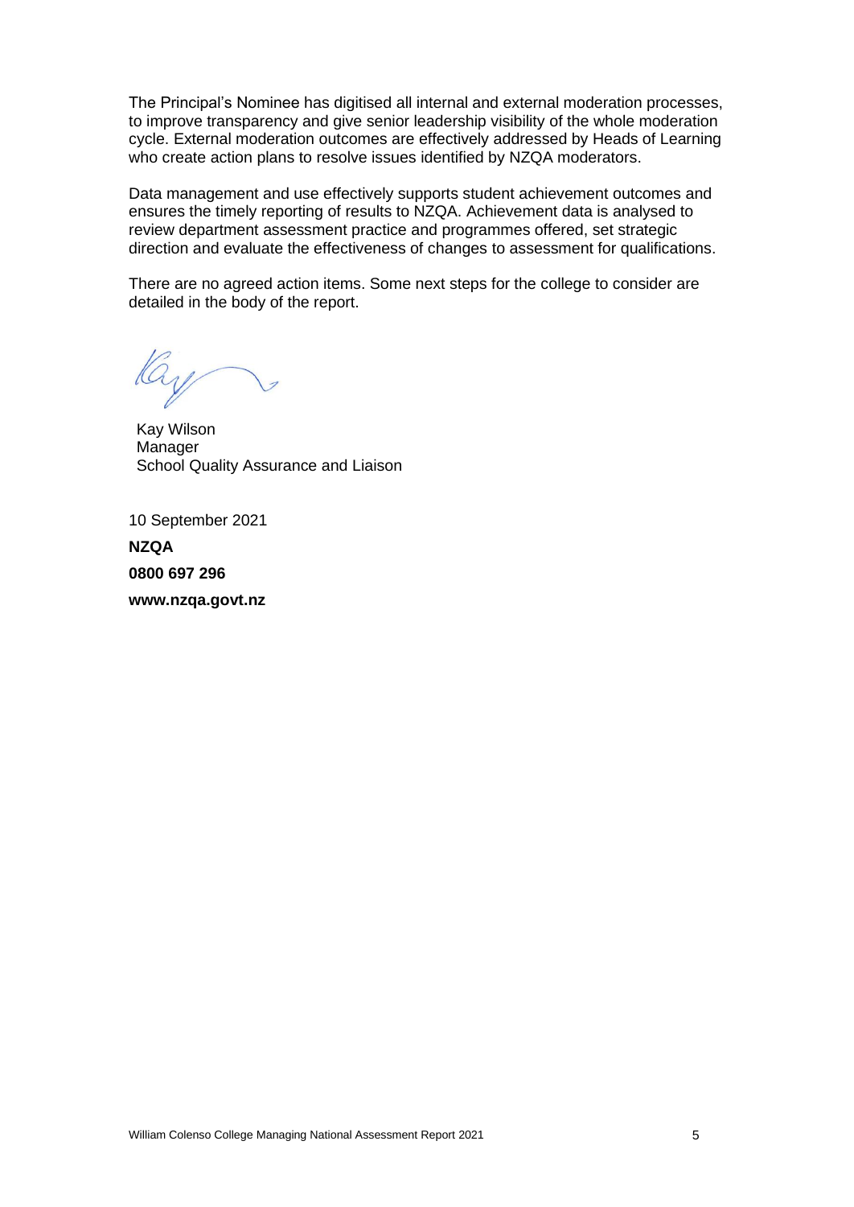The Principal's Nominee has digitised all internal and external moderation processes, to improve transparency and give senior leadership visibility of the whole moderation cycle. External moderation outcomes are effectively addressed by Heads of Learning who create action plans to resolve issues identified by NZQA moderators.

Data management and use effectively supports student achievement outcomes and ensures the timely reporting of results to NZQA. Achievement data is analysed to review department assessment practice and programmes offered, set strategic direction and evaluate the effectiveness of changes to assessment for qualifications.

There are no agreed action items. Some next steps for the college to consider are detailed in the body of the report.

Kay Wilson
Manager
School Quality Assurance and Liaison

10 September 2021

**NZQA**

**0800 697 296**

**www.nzqa.govt.nz**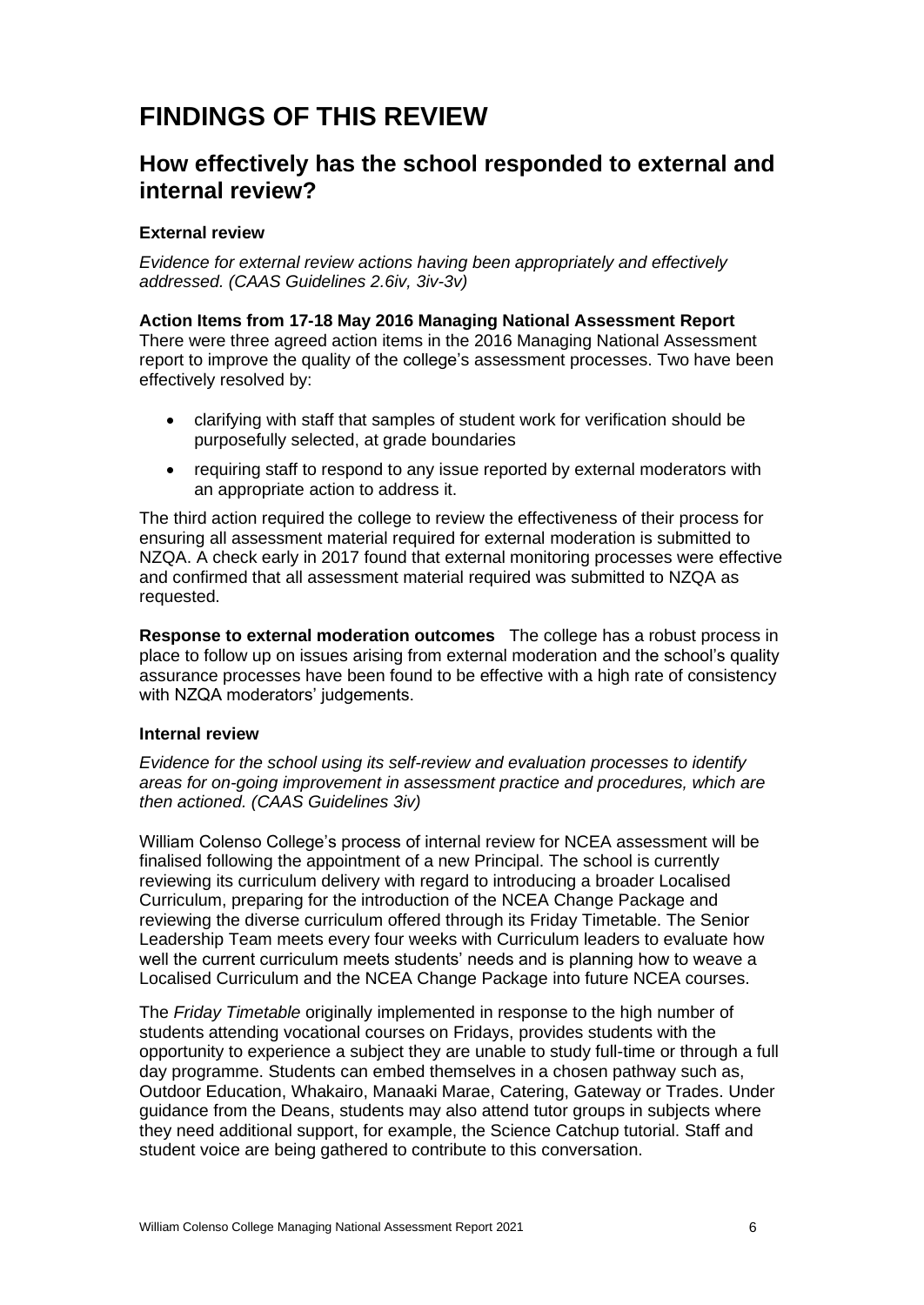# FINDINGS OF THIS REVIEW

## How effectively has the school responded to external and internal review?

### External review

*Evidence for external review actions having been appropriately and effectively addressed. (CAAS Guidelines 2.6iv, 3iv-3v)*

**Action Items from 17-18 May 2016 Managing National Assessment Report**
There were three agreed action items in the 2016 Managing National Assessment report to improve the quality of the college's assessment processes. Two have been effectively resolved by:

- clarifying with staff that samples of student work for verification should be purposefully selected, at grade boundaries
- requiring staff to respond to any issue reported by external moderators with an appropriate action to address it.

The third action required the college to review the effectiveness of their process for ensuring all assessment material required for external moderation is submitted to NZQA. A check early in 2017 found that external monitoring processes were effective and confirmed that all assessment material required was submitted to NZQA as requested.

**Response to external moderation outcomes** The college has a robust process in place to follow up on issues arising from external moderation and the school's quality assurance processes have been found to be effective with a high rate of consistency with NZQA moderators' judgements.

### Internal review

*Evidence for the school using its self-review and evaluation processes to identify areas for on-going improvement in assessment practice and procedures, which are then actioned. (CAAS Guidelines 3iv)*

William Colenso College's process of internal review for NCEA assessment will be finalised following the appointment of a new Principal. The school is currently reviewing its curriculum delivery with regard to introducing a broader Localised Curriculum, preparing for the introduction of the NCEA Change Package and reviewing the diverse curriculum offered through its Friday Timetable. The Senior Leadership Team meets every four weeks with Curriculum leaders to evaluate how well the current curriculum meets students' needs and is planning how to weave a Localised Curriculum and the NCEA Change Package into future NCEA courses.

The *Friday Timetable* originally implemented in response to the high number of students attending vocational courses on Fridays, provides students with the opportunity to experience a subject they are unable to study full-time or through a full day programme. Students can embed themselves in a chosen pathway such as, Outdoor Education, Whakairo, Manaaki Marae, Catering, Gateway or Trades. Under guidance from the Deans, students may also attend tutor groups in subjects where they need additional support, for example, the Science Catchup tutorial. Staff and student voice are being gathered to contribute to this conversation.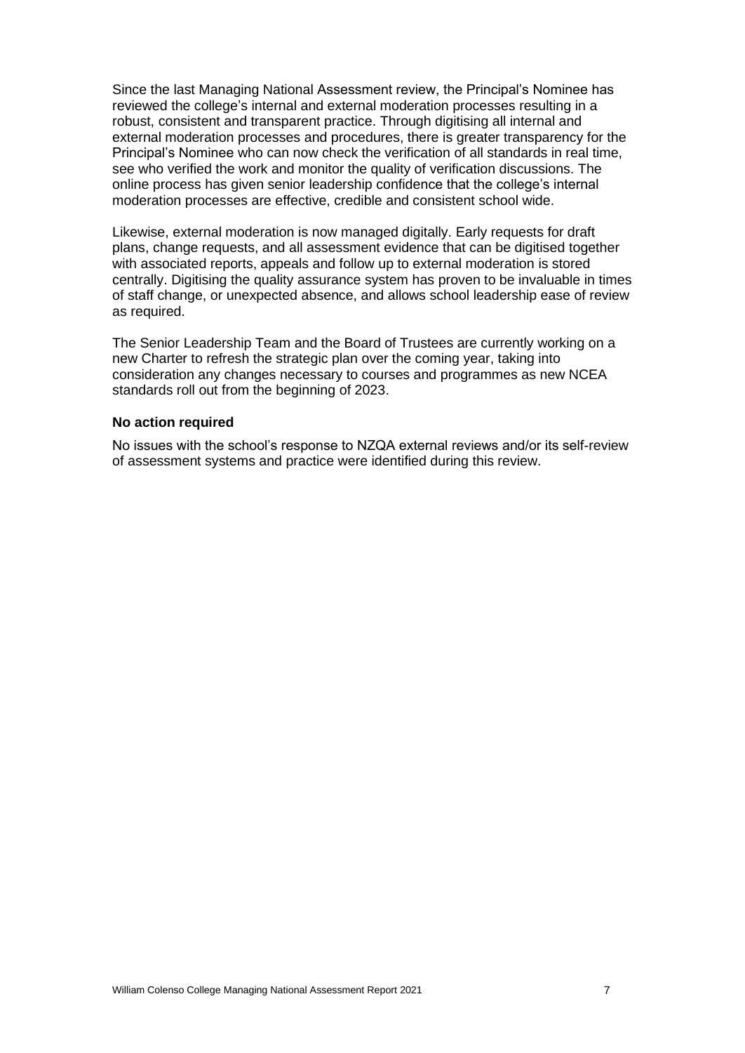Since the last Managing National Assessment review, the Principal's Nominee has reviewed the college's internal and external moderation processes resulting in a robust, consistent and transparent practice. Through digitising all internal and external moderation processes and procedures, there is greater transparency for the Principal's Nominee who can now check the verification of all standards in real time, see who verified the work and monitor the quality of verification discussions. The online process has given senior leadership confidence that the college's internal moderation processes are effective, credible and consistent school wide.

Likewise, external moderation is now managed digitally. Early requests for draft plans, change requests, and all assessment evidence that can be digitised together with associated reports, appeals and follow up to external moderation is stored centrally. Digitising the quality assurance system has proven to be invaluable in times of staff change, or unexpected absence, and allows school leadership ease of review as required.

The Senior Leadership Team and the Board of Trustees are currently working on a new Charter to refresh the strategic plan over the coming year, taking into consideration any changes necessary to courses and programmes as new NCEA standards roll out from the beginning of 2023.

**No action required**

No issues with the school's response to NZQA external reviews and/or its self-review of assessment systems and practice were identified during this review.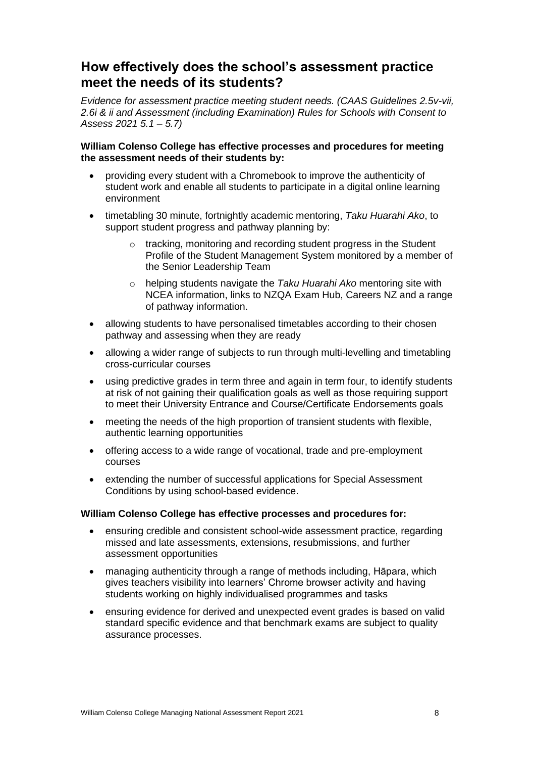## How effectively does the school's assessment practice meet the needs of its students?

*Evidence for assessment practice meeting student needs. (CAAS Guidelines 2.5v-vii, 2.6i & ii and Assessment (including Examination) Rules for Schools with Consent to Assess 2021 5.1 – 5.7)*

**William Colenso College has effective processes and procedures for meeting the assessment needs of their students by:**

- providing every student with a Chromebook to improve the authenticity of student work and enable all students to participate in a digital online learning environment
- timetabling 30 minute, fortnightly academic mentoring, *Taku Huarahi Ako*, to support student progress and pathway planning by:
    - tracking, monitoring and recording student progress in the Student Profile of the Student Management System monitored by a member of the Senior Leadership Team
    - helping students navigate the *Taku Huarahi Ako* mentoring site with NCEA information, links to NZQA Exam Hub, Careers NZ and a range of pathway information.
- allowing students to have personalised timetables according to their chosen pathway and assessing when they are ready
- allowing a wider range of subjects to run through multi-levelling and timetabling cross-curricular courses
- using predictive grades in term three and again in term four, to identify students at risk of not gaining their qualification goals as well as those requiring support to meet their University Entrance and Course/Certificate Endorsements goals
- meeting the needs of the high proportion of transient students with flexible, authentic learning opportunities
- offering access to a wide range of vocational, trade and pre-employment courses
- extending the number of successful applications for Special Assessment Conditions by using school-based evidence.

**William Colenso College has effective processes and procedures for:**

- ensuring credible and consistent school-wide assessment practice, regarding missed and late assessments, extensions, resubmissions, and further assessment opportunities
- managing authenticity through a range of methods including, Hāpara, which gives teachers visibility into learners' Chrome browser activity and having students working on highly individualised programmes and tasks
- ensuring evidence for derived and unexpected event grades is based on valid standard specific evidence and that benchmark exams are subject to quality assurance processes.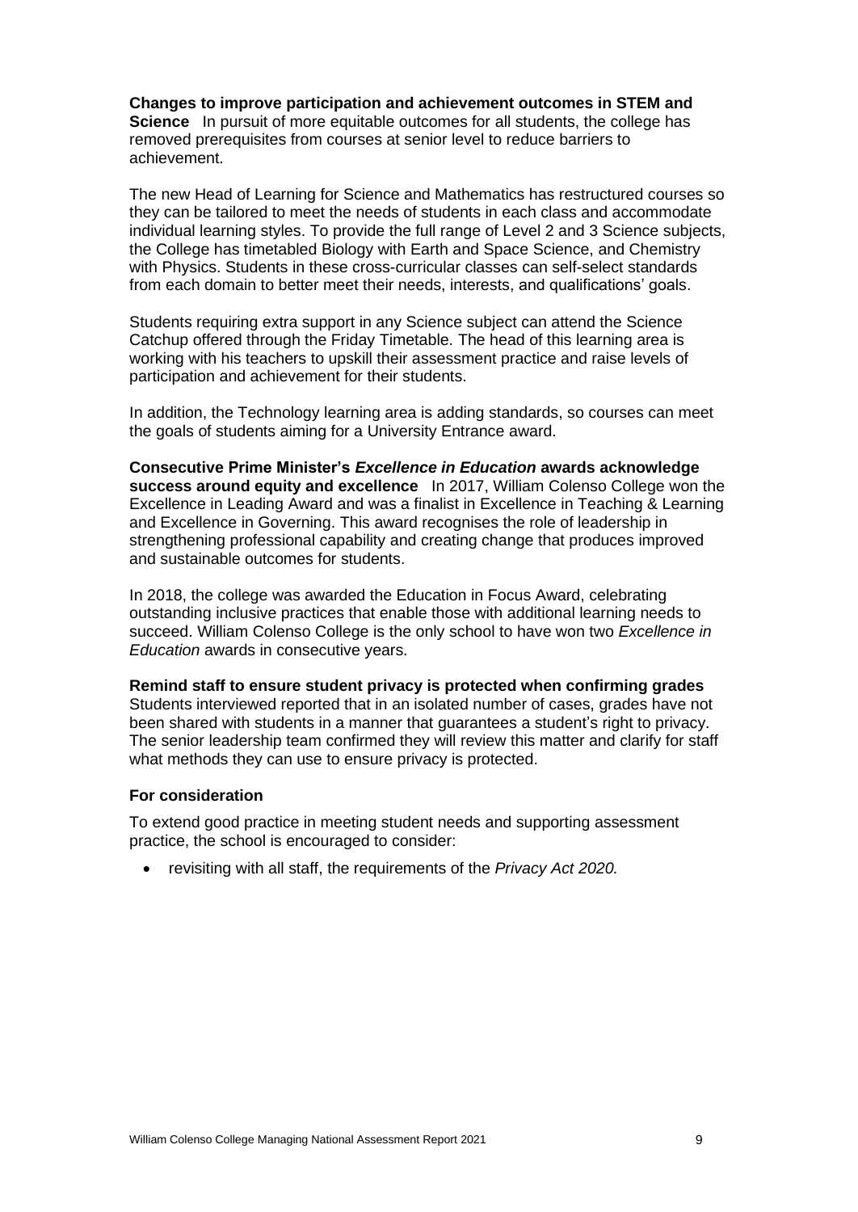**Changes to improve participation and achievement outcomes in STEM and Science** In pursuit of more equitable outcomes for all students, the college has removed prerequisites from courses at senior level to reduce barriers to achievement.

The new Head of Learning for Science and Mathematics has restructured courses so they can be tailored to meet the needs of students in each class and accommodate individual learning styles. To provide the full range of Level 2 and 3 Science subjects, the College has timetabled Biology with Earth and Space Science, and Chemistry with Physics. Students in these cross-curricular classes can self-select standards from each domain to better meet their needs, interests, and qualifications' goals.

Students requiring extra support in any Science subject can attend the Science Catchup offered through the Friday Timetable. The head of this learning area is working with his teachers to upskill their assessment practice and raise levels of participation and achievement for their students.

In addition, the Technology learning area is adding standards, so courses can meet the goals of students aiming for a University Entrance award.

**Consecutive Prime Minister's *Excellence in Education* awards acknowledge success around equity and excellence** In 2017, William Colenso College won the Excellence in Leading Award and was a finalist in Excellence in Teaching & Learning and Excellence in Governing. This award recognises the role of leadership in strengthening professional capability and creating change that produces improved and sustainable outcomes for students.

In 2018, the college was awarded the Education in Focus Award, celebrating outstanding inclusive practices that enable those with additional learning needs to succeed. William Colenso College is the only school to have won two *Excellence in Education* awards in consecutive years.

**Remind staff to ensure student privacy is protected when confirming grades**
Students interviewed reported that in an isolated number of cases, grades have not been shared with students in a manner that guarantees a student's right to privacy. The senior leadership team confirmed they will review this matter and clarify for staff what methods they can use to ensure privacy is protected.

### For consideration

To extend good practice in meeting student needs and supporting assessment practice, the school is encouraged to consider:

- revisiting with all staff, the requirements of the *Privacy Act 2020.*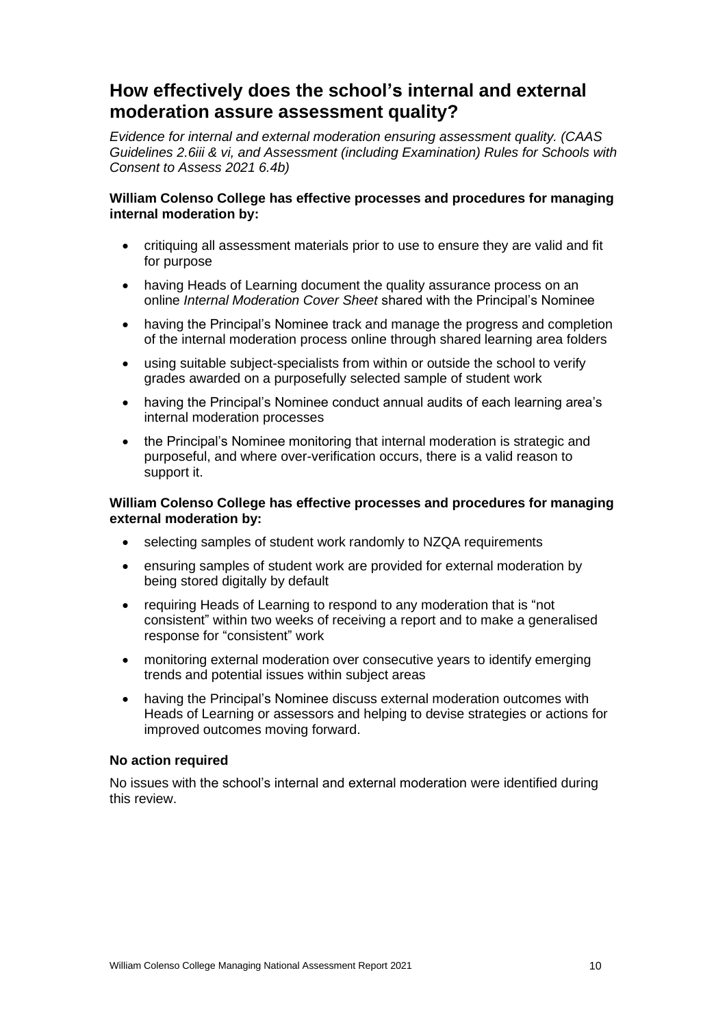## How effectively does the school's internal and external moderation assure assessment quality?

*Evidence for internal and external moderation ensuring assessment quality. (CAAS Guidelines 2.6iii & vi, and Assessment (including Examination) Rules for Schools with Consent to Assess 2021 6.4b)*

**William Colenso College has effective processes and procedures for managing internal moderation by:**

- critiquing all assessment materials prior to use to ensure they are valid and fit for purpose
- having Heads of Learning document the quality assurance process on an online *Internal Moderation Cover Sheet* shared with the Principal's Nominee
- having the Principal's Nominee track and manage the progress and completion of the internal moderation process online through shared learning area folders
- using suitable subject-specialists from within or outside the school to verify grades awarded on a purposefully selected sample of student work
- having the Principal's Nominee conduct annual audits of each learning area's internal moderation processes
- the Principal's Nominee monitoring that internal moderation is strategic and purposeful, and where over-verification occurs, there is a valid reason to support it.

**William Colenso College has effective processes and procedures for managing external moderation by:**

- selecting samples of student work randomly to NZQA requirements
- ensuring samples of student work are provided for external moderation by being stored digitally by default
- requiring Heads of Learning to respond to any moderation that is "not consistent" within two weeks of receiving a report and to make a generalised response for "consistent" work
- monitoring external moderation over consecutive years to identify emerging trends and potential issues within subject areas
- having the Principal's Nominee discuss external moderation outcomes with Heads of Learning or assessors and helping to devise strategies or actions for improved outcomes moving forward.

**No action required**

No issues with the school's internal and external moderation were identified during this review.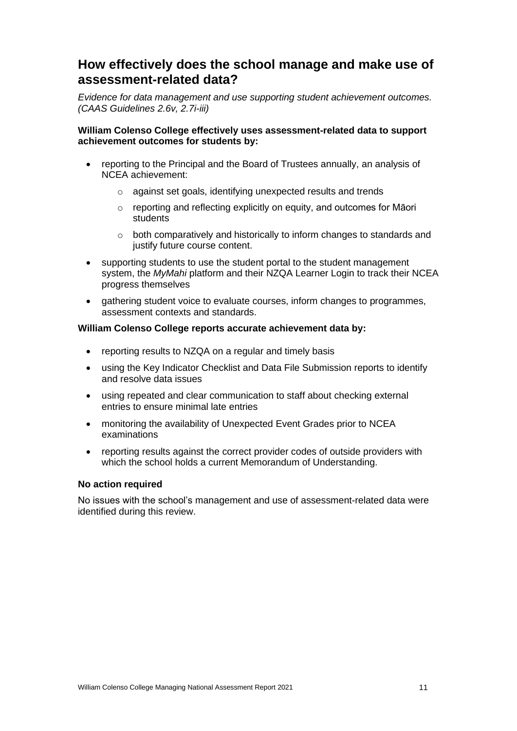## How effectively does the school manage and make use of assessment-related data?

*Evidence for data management and use supporting student achievement outcomes. (CAAS Guidelines 2.6v, 2.7i-iii)*

**William Colenso College effectively uses assessment-related data to support achievement outcomes for students by:**

- reporting to the Principal and the Board of Trustees annually, an analysis of NCEA achievement:
  - against set goals, identifying unexpected results and trends
  - reporting and reflecting explicitly on equity, and outcomes for Māori students
  - both comparatively and historically to inform changes to standards and justify future course content.
- supporting students to use the student portal to the student management system, the *MyMahi* platform and their NZQA Learner Login to track their NCEA progress themselves
- gathering student voice to evaluate courses, inform changes to programmes, assessment contexts and standards.

**William Colenso College reports accurate achievement data by:**

- reporting results to NZQA on a regular and timely basis
- using the Key Indicator Checklist and Data File Submission reports to identify and resolve data issues
- using repeated and clear communication to staff about checking external entries to ensure minimal late entries
- monitoring the availability of Unexpected Event Grades prior to NCEA examinations
- reporting results against the correct provider codes of outside providers with which the school holds a current Memorandum of Understanding.

**No action required**

No issues with the school's management and use of assessment-related data were identified during this review.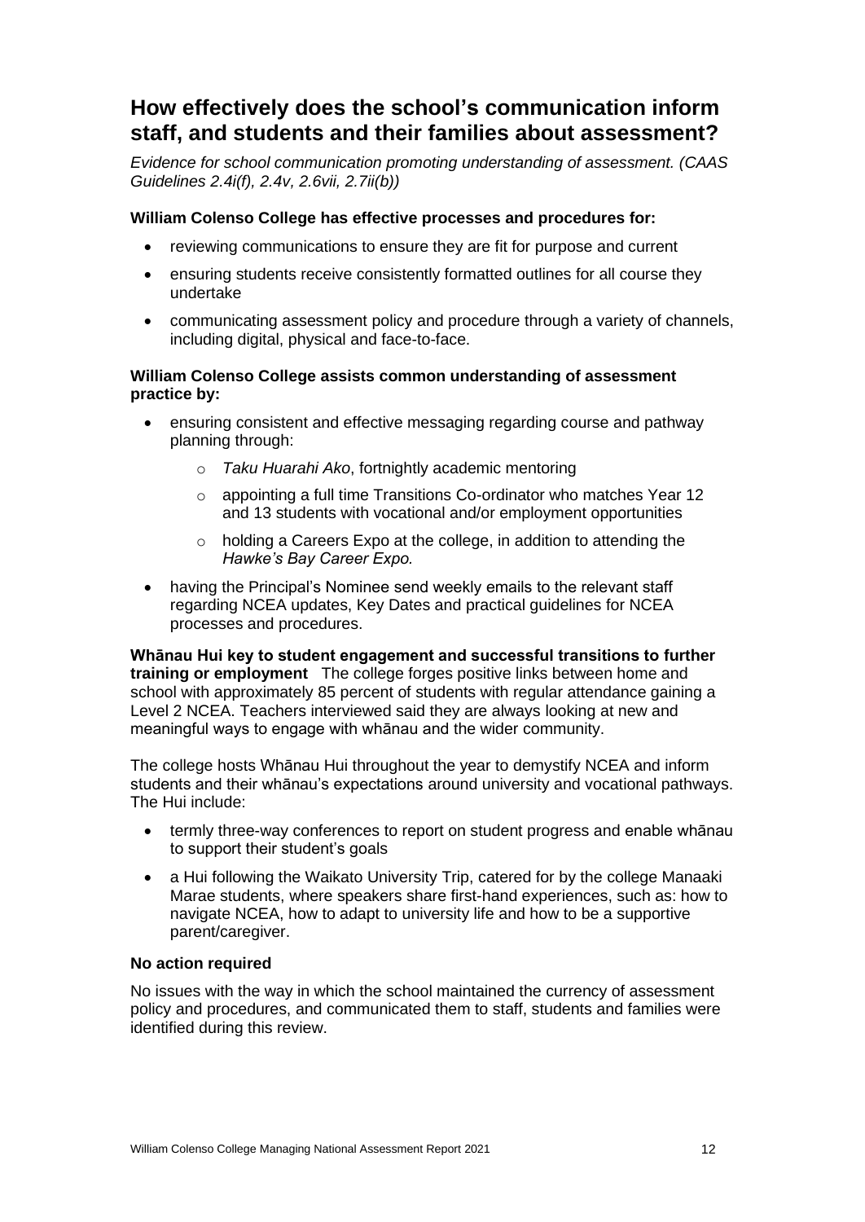## How effectively does the school's communication inform staff, and students and their families about assessment?

*Evidence for school communication promoting understanding of assessment. (CAAS Guidelines 2.4i(f), 2.4v, 2.6vii, 2.7ii(b))*

**William Colenso College has effective processes and procedures for:**

- reviewing communications to ensure they are fit for purpose and current
- ensuring students receive consistently formatted outlines for all course they undertake
- communicating assessment policy and procedure through a variety of channels, including digital, physical and face-to-face.

**William Colenso College assists common understanding of assessment practice by:**

- ensuring consistent and effective messaging regarding course and pathway planning through:
  - *Taku Huarahi Ako*, fortnightly academic mentoring
  - appointing a full time Transitions Co-ordinator who matches Year 12 and 13 students with vocational and/or employment opportunities
  - holding a Careers Expo at the college, in addition to attending the *Hawke's Bay Career Expo.*
- having the Principal's Nominee send weekly emails to the relevant staff regarding NCEA updates, Key Dates and practical guidelines for NCEA processes and procedures.

**Whānau Hui key to student engagement and successful transitions to further training or employment** The college forges positive links between home and school with approximately 85 percent of students with regular attendance gaining a Level 2 NCEA. Teachers interviewed said they are always looking at new and meaningful ways to engage with whānau and the wider community.

The college hosts Whānau Hui throughout the year to demystify NCEA and inform students and their whānau's expectations around university and vocational pathways. The Hui include:

- termly three-way conferences to report on student progress and enable whānau to support their student's goals
- a Hui following the Waikato University Trip, catered for by the college Manaaki Marae students, where speakers share first-hand experiences, such as: how to navigate NCEA, how to adapt to university life and how to be a supportive parent/caregiver.

**No action required**

No issues with the way in which the school maintained the currency of assessment policy and procedures, and communicated them to staff, students and families were identified during this review.